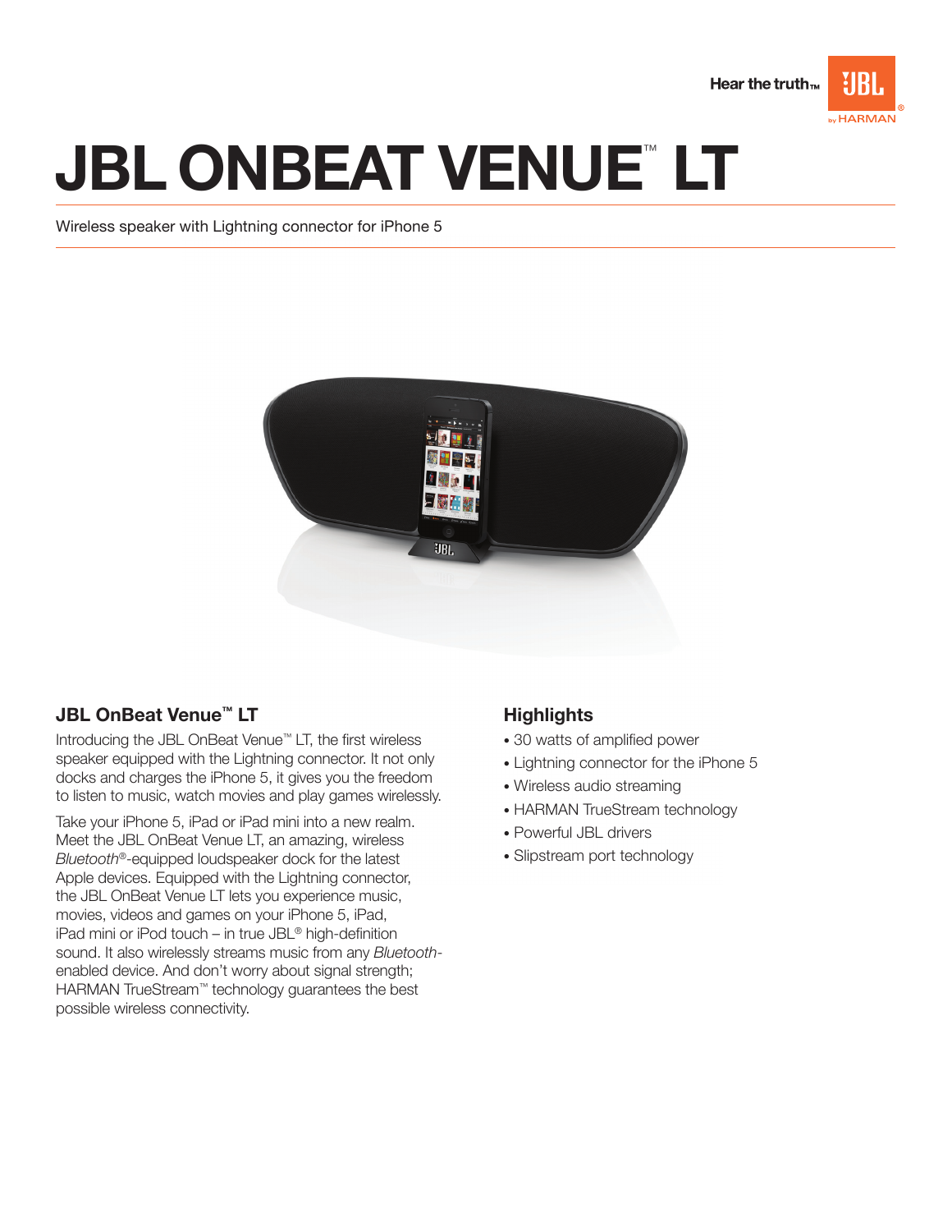# JBL ONBEAT VENUE™ LT

Wireless speaker with Lightning connector for iPhone 5

## JBL OnBeat Venue™ LT

Introducing the JBL OnBeat Venue™ LT, the first wireless speaker equipped with the Lightning connector. It not only docks and charges the iPhone 5, it gives you the freedom to listen to music, watch movies and play games wirelessly.

Take your iPhone 5, iPad or iPad mini into a new realm. Meet the JBL OnBeat Venue LT, an amazing, wireless *Bluetooth*®-equipped loudspeaker dock for the latest Apple devices. Equipped with the Lightning connector, the JBL OnBeat Venue LT lets you experience music, movies, videos and games on your iPhone 5, iPad, iPad mini or iPod touch – in true JBL® high-definition sound. It also wirelessly streams music from any *Bluetooth*-enabled device. And don't worry about signal strength; HARMAN TrueStream™ technology guarantees the best possible wireless connectivity.

## Highlights

- 30 watts of amplified power
- Lightning connector for the iPhone 5
- Wireless audio streaming
- HARMAN TrueStream technology
- Powerful JBL drivers
- Slipstream port technology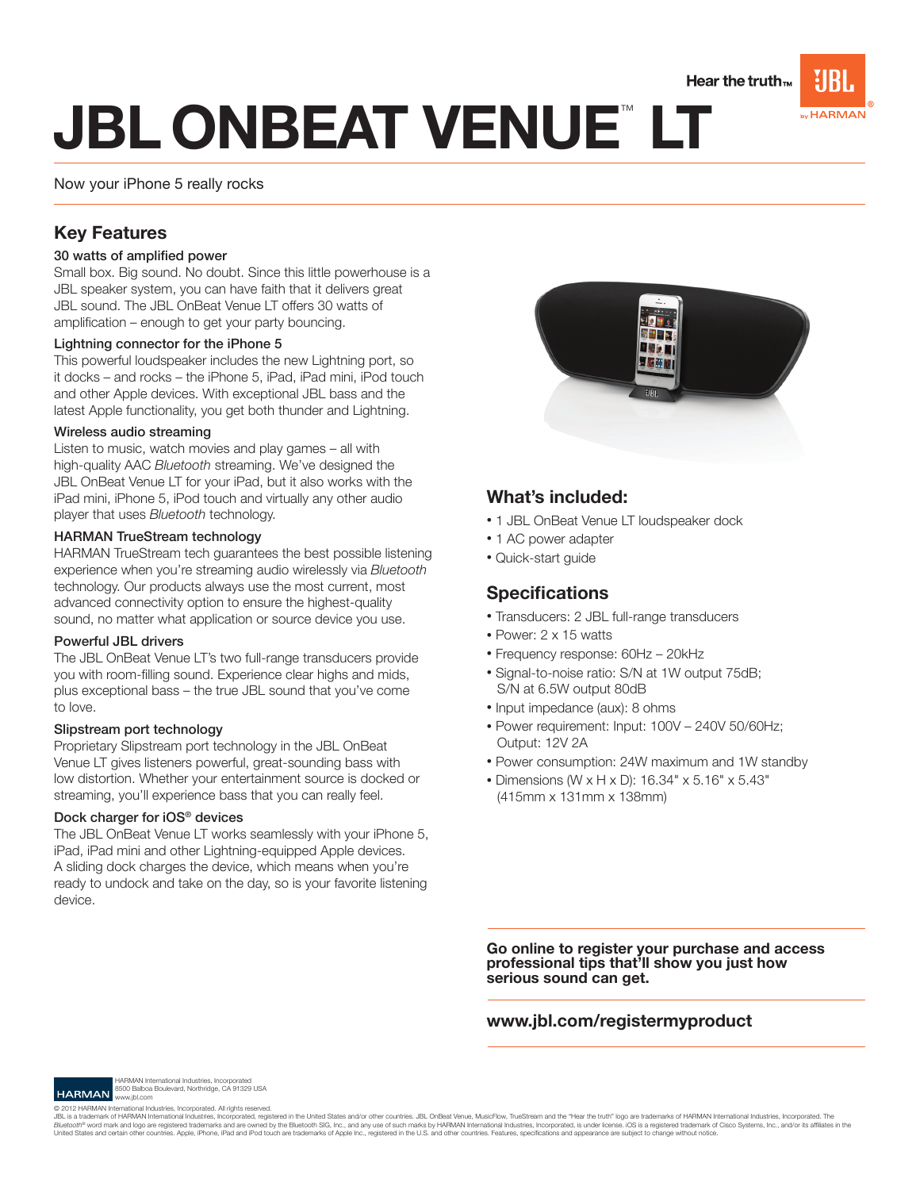Hear the truth™

# JBL ONBEAT VENUE™ LT

Now your iPhone 5 really rocks

## Key Features

**30 watts of amplified power**

Small box. Big sound. No doubt. Since this little powerhouse is a JBL speaker system, you can have faith that it delivers great JBL sound. The JBL OnBeat Venue LT offers 30 watts of amplification – enough to get your party bouncing.

**Lightning connector for the iPhone 5**

This powerful loudspeaker includes the new Lightning port, so it docks – and rocks – the iPhone 5, iPad, iPad mini, iPod touch and other Apple devices. With exceptional JBL bass and the latest Apple functionality, you get both thunder and Lightning.

**Wireless audio streaming**

Listen to music, watch movies and play games – all with high-quality AAC *Bluetooth* streaming. We've designed the JBL OnBeat Venue LT for your iPad, but it also works with the iPad mini, iPhone 5, iPod touch and virtually any other audio player that uses *Bluetooth* technology.

**HARMAN TrueStream technology**

HARMAN TrueStream tech guarantees the best possible listening experience when you're streaming audio wirelessly via *Bluetooth* technology. Our products always use the most current, most advanced connectivity option to ensure the highest-quality sound, no matter what application or source device you use.

**Powerful JBL drivers**

The JBL OnBeat Venue LT's two full-range transducers provide you with room-filling sound. Experience clear highs and mids, plus exceptional bass – the true JBL sound that you've come to love.

**Slipstream port technology**

Proprietary Slipstream port technology in the JBL OnBeat Venue LT gives listeners powerful, great-sounding bass with low distortion. Whether your entertainment source is docked or streaming, you'll experience bass that you can really feel.

**Dock charger for iOS® devices**

The JBL OnBeat Venue LT works seamlessly with your iPhone 5, iPad, iPad mini and other Lightning-equipped Apple devices. A sliding dock charges the device, which means when you're ready to undock and take on the day, so is your favorite listening device.

## What's included:

- 1 JBL OnBeat Venue LT loudspeaker dock
- 1 AC power adapter
- Quick-start guide

## Specifications

- Transducers: 2 JBL full-range transducers
- Power: 2 x 15 watts
- Frequency response: 60Hz – 20kHz
- Signal-to-noise ratio: S/N at 1W output 75dB; S/N at 6.5W output 80dB
- Input impedance (aux): 8 ohms
- Power requirement: Input: 100V – 240V 50/60Hz; Output: 12V 2A
- Power consumption: 24W maximum and 1W standby
- Dimensions (W x H x D): 16.34" x 5.16" x 5.43" (415mm x 131mm x 138mm)

**Go online to register your purchase and access professional tips that'll show you just how serious sound can get.**

**www.jbl.com/registermyproduct**

HARMAN International Industries, Incorporated
8500 Balboa Boulevard, Northridge, CA 91329 USA
www.jbl.com

© 2012 HARMAN International Industries, Incorporated. All rights reserved.
JBL is a trademark of HARMAN International Industries, Incorporated, registered in the United States and/or other countries. JBL OnBeat Venue, MusicFlow, TrueStream and the "Hear the truth" logo are trademarks of HARMAN International Industries, Incorporated. The *Bluetooth®* word mark and logo are registered trademarks and are owned by the Bluetooth SIG, Inc., and any use of such marks by HARMAN International Industries, Incorporated, is under license. iOS is a registered trademark of Cisco Systems, Inc., and/or its affiliates in the United States and certain other countries. Apple, iPhone, iPad and iPod touch are trademarks of Apple Inc., registered in the U.S. and other countries. Features, specifications and appearance are subject to change without notice.